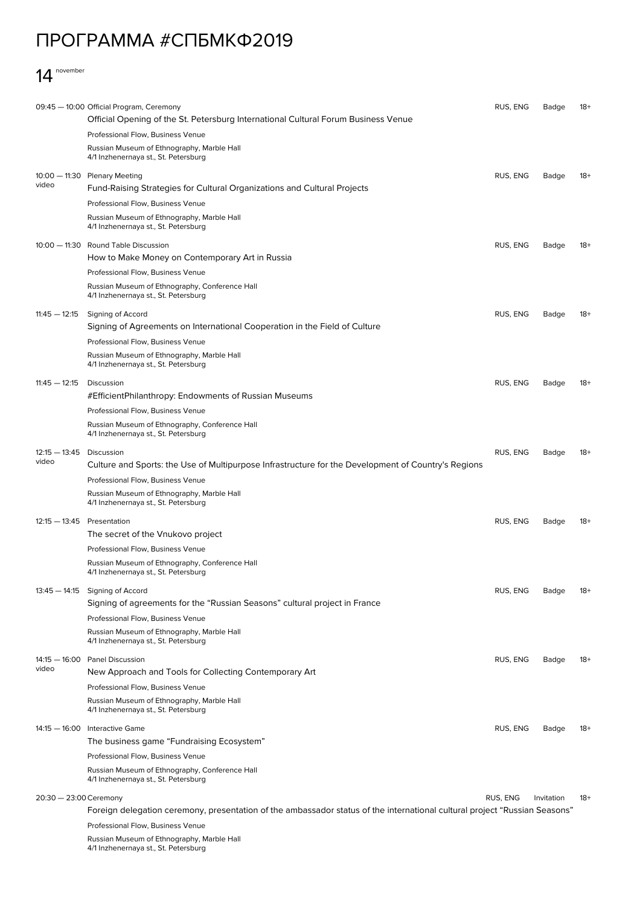# ПРОГРАММА #СПБМКФ2019

## 14 november

| Time | Event | Language | Access | Age |
|---|---|---|---|---|
| 09:45 — 10:00 | Official Program, Ceremony<br>Official Opening of the St. Petersburg International Cultural Forum Business Venue<br>Professional Flow, Business Venue<br>Russian Museum of Ethnography, Marble Hall<br>4/1 Inzhenernaya st., St. Petersburg | RUS, ENG | Badge | 18+ |
| 10:00 — 11:30<br>video | Plenary Meeting<br>Fund-Raising Strategies for Cultural Organizations and Cultural Projects<br>Professional Flow, Business Venue<br>Russian Museum of Ethnography, Marble Hall<br>4/1 Inzhenernaya st., St. Petersburg | RUS, ENG | Badge | 18+ |
| 10:00 — 11:30 | Round Table Discussion<br>How to Make Money on Contemporary Art in Russia<br>Professional Flow, Business Venue<br>Russian Museum of Ethnography, Conference Hall<br>4/1 Inzhenernaya st., St. Petersburg | RUS, ENG | Badge | 18+ |
| 11:45 — 12:15 | Signing of Accord<br>Signing of Agreements on International Cooperation in the Field of Culture<br>Professional Flow, Business Venue<br>Russian Museum of Ethnography, Marble Hall<br>4/1 Inzhenernaya st., St. Petersburg | RUS, ENG | Badge | 18+ |
| 11:45 — 12:15 | Discussion<br>#EfficientPhilanthropy: Endowments of Russian Museums<br>Professional Flow, Business Venue<br>Russian Museum of Ethnography, Conference Hall<br>4/1 Inzhenernaya st., St. Petersburg | RUS, ENG | Badge | 18+ |
| 12:15 — 13:45<br>video | Discussion<br>Culture and Sports: the Use of Multipurpose Infrastructure for the Development of Country's Regions<br>Professional Flow, Business Venue<br>Russian Museum of Ethnography, Marble Hall<br>4/1 Inzhenernaya st., St. Petersburg | RUS, ENG | Badge | 18+ |
| 12:15 — 13:45 | Presentation<br>The secret of the Vnukovo project<br>Professional Flow, Business Venue<br>Russian Museum of Ethnography, Conference Hall<br>4/1 Inzhenernaya st., St. Petersburg | RUS, ENG | Badge | 18+ |
| 13:45 — 14:15 | Signing of Accord<br>Signing of agreements for the "Russian Seasons" cultural project in France<br>Professional Flow, Business Venue<br>Russian Museum of Ethnography, Marble Hall<br>4/1 Inzhenernaya st., St. Petersburg | RUS, ENG | Badge | 18+ |
| 14:15 — 16:00<br>video | Panel Discussion<br>New Approach and Tools for Collecting Contemporary Art<br>Professional Flow, Business Venue<br>Russian Museum of Ethnography, Marble Hall<br>4/1 Inzhenernaya st., St. Petersburg | RUS, ENG | Badge | 18+ |
| 14:15 — 16:00 | Interactive Game<br>The business game "Fundraising Ecosystem"<br>Professional Flow, Business Venue<br>Russian Museum of Ethnography, Conference Hall<br>4/1 Inzhenernaya st., St. Petersburg | RUS, ENG | Badge | 18+ |
| 20:30 — 23:00 | Ceremony<br>Foreign delegation ceremony, presentation of the ambassador status of the international cultural project "Russian Seasons"<br>Professional Flow, Business Venue<br>Russian Museum of Ethnography, Marble Hall<br>4/1 Inzhenernaya st., St. Petersburg | RUS, ENG | Invitation | 18+ |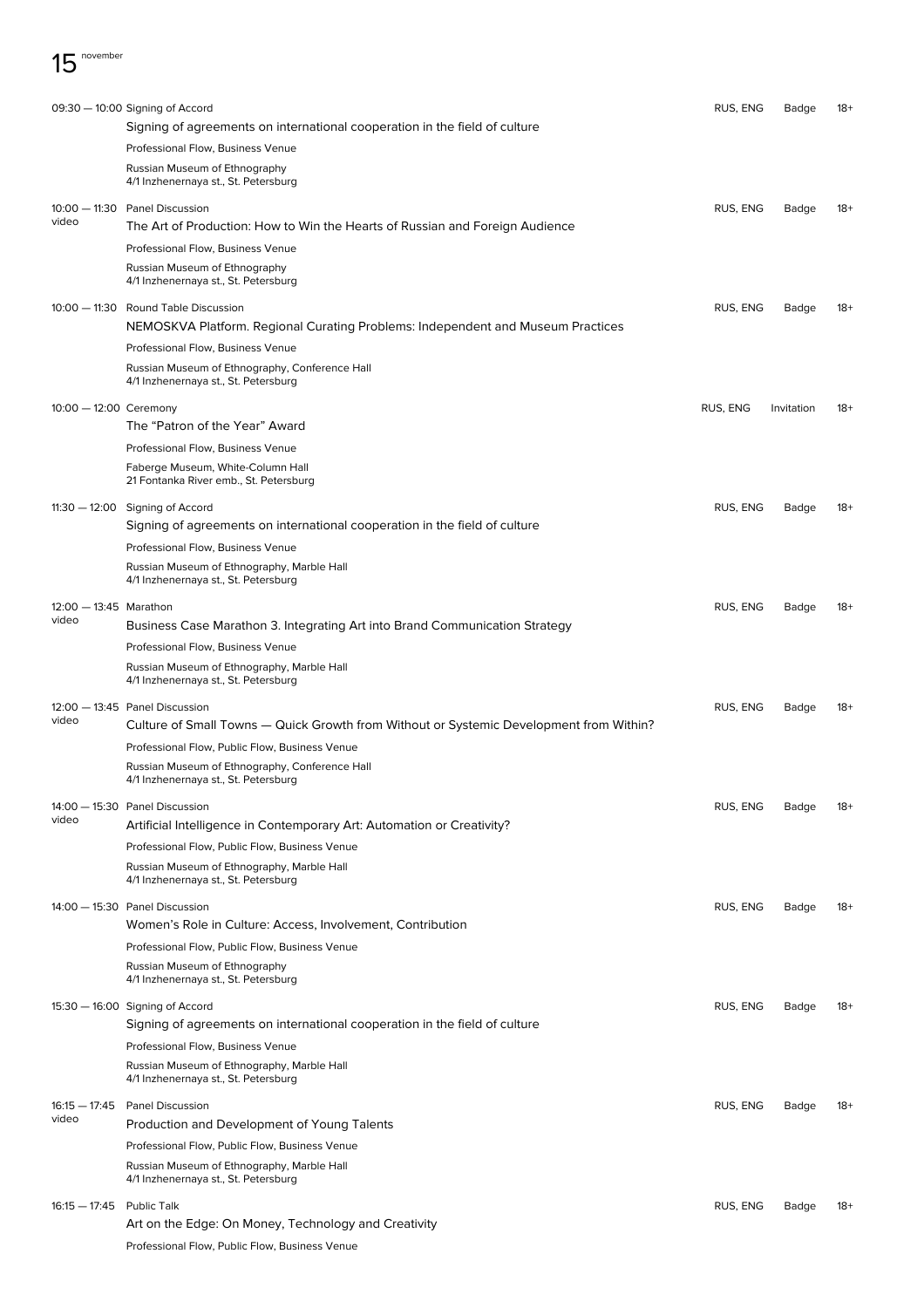# 15 november

| Time | Event | Language | Access | Age |
|---|---|---|---|---|
| 09:30 — 10:00 | Signing of Accord<br>Signing of agreements on international cooperation in the field of culture<br>Professional Flow, Business Venue<br>Russian Museum of Ethnography<br>4/1 Inzhenernaya st., St. Petersburg | RUS, ENG | Badge | 18+ |
| 10:00 — 11:30<br>video | Panel Discussion<br>The Art of Production: How to Win the Hearts of Russian and Foreign Audience<br>Professional Flow, Business Venue<br>Russian Museum of Ethnography<br>4/1 Inzhenernaya st., St. Petersburg | RUS, ENG | Badge | 18+ |
| 10:00 — 11:30 | Round Table Discussion<br>NEMOSKVA Platform. Regional Curating Problems: Independent and Museum Practices<br>Professional Flow, Business Venue<br>Russian Museum of Ethnography, Conference Hall<br>4/1 Inzhenernaya st., St. Petersburg | RUS, ENG | Badge | 18+ |
| 10:00 — 12:00 | Ceremony<br>The "Patron of the Year" Award<br>Professional Flow, Business Venue<br>Faberge Museum, White-Column Hall<br>21 Fontanka River emb., St. Petersburg | RUS, ENG | Invitation | 18+ |
| 11:30 — 12:00 | Signing of Accord<br>Signing of agreements on international cooperation in the field of culture<br>Professional Flow, Business Venue<br>Russian Museum of Ethnography, Marble Hall<br>4/1 Inzhenernaya st., St. Petersburg | RUS, ENG | Badge | 18+ |
| 12:00 — 13:45<br>video | Marathon<br>Business Case Marathon 3. Integrating Art into Brand Communication Strategy<br>Professional Flow, Business Venue<br>Russian Museum of Ethnography, Marble Hall<br>4/1 Inzhenernaya st., St. Petersburg | RUS, ENG | Badge | 18+ |
| 12:00 — 13:45<br>video | Panel Discussion<br>Culture of Small Towns — Quick Growth from Without or Systemic Development from Within?<br>Professional Flow, Public Flow, Business Venue<br>Russian Museum of Ethnography, Conference Hall<br>4/1 Inzhenernaya st., St. Petersburg | RUS, ENG | Badge | 18+ |
| 14:00 — 15:30<br>video | Panel Discussion<br>Artificial Intelligence in Contemporary Art: Automation or Creativity?<br>Professional Flow, Public Flow, Business Venue<br>Russian Museum of Ethnography, Marble Hall<br>4/1 Inzhenernaya st., St. Petersburg | RUS, ENG | Badge | 18+ |
| 14:00 — 15:30 | Panel Discussion<br>Women's Role in Culture: Access, Involvement, Contribution<br>Professional Flow, Public Flow, Business Venue<br>Russian Museum of Ethnography<br>4/1 Inzhenernaya st., St. Petersburg | RUS, ENG | Badge | 18+ |
| 15:30 — 16:00 | Signing of Accord<br>Signing of agreements on international cooperation in the field of culture<br>Professional Flow, Business Venue<br>Russian Museum of Ethnography, Marble Hall<br>4/1 Inzhenernaya st., St. Petersburg | RUS, ENG | Badge | 18+ |
| 16:15 — 17:45<br>video | Panel Discussion<br>Production and Development of Young Talents<br>Professional Flow, Public Flow, Business Venue<br>Russian Museum of Ethnography, Marble Hall<br>4/1 Inzhenernaya st., St. Petersburg | RUS, ENG | Badge | 18+ |
| 16:15 — 17:45 | Public Talk<br>Art on the Edge: On Money, Technology and Creativity<br>Professional Flow, Public Flow, Business Venue | RUS, ENG | Badge | 18+ |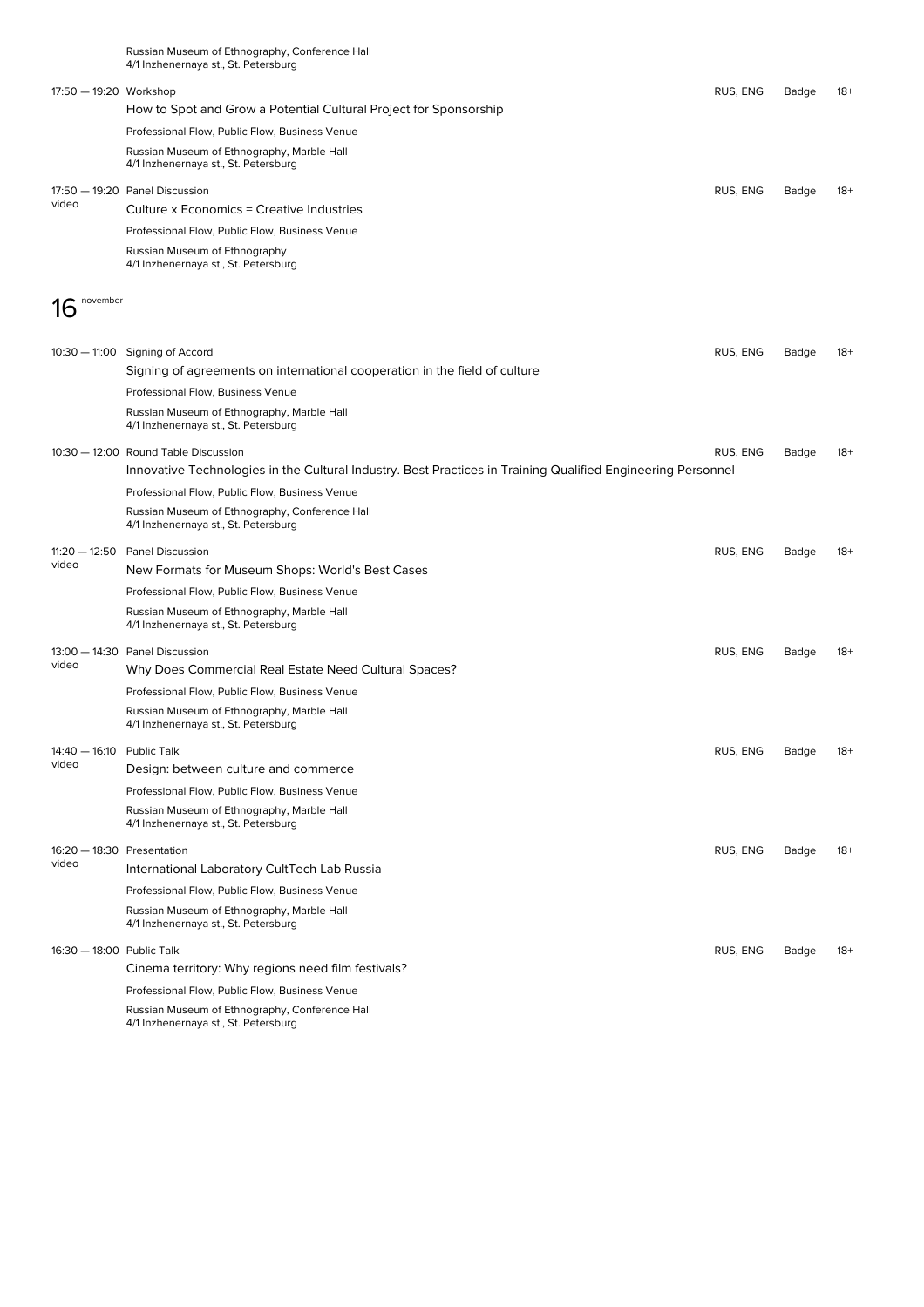Russian Museum of Ethnography, Conference Hall
4/1 Inzhenernaya st., St. Petersburg

17:50 — 19:20 Workshop — RUS, ENG — Badge — 18+

How to Spot and Grow a Potential Cultural Project for Sponsorship

Professional Flow, Public Flow, Business Venue

Russian Museum of Ethnography, Marble Hall
4/1 Inzhenernaya st., St. Petersburg

17:50 — 19:20 Panel Discussion — RUS, ENG — Badge — 18+
video

Culture x Economics = Creative Industries

Professional Flow, Public Flow, Business Venue

Russian Museum of Ethnography
4/1 Inzhenernaya st., St. Petersburg

## 16 november

10:30 — 11:00 Signing of Accord — RUS, ENG — Badge — 18+

Signing of agreements on international cooperation in the field of culture

Professional Flow, Business Venue

Russian Museum of Ethnography, Marble Hall
4/1 Inzhenernaya st., St. Petersburg

10:30 — 12:00 Round Table Discussion — RUS, ENG — Badge — 18+

Innovative Technologies in the Cultural Industry. Best Practices in Training Qualified Engineering Personnel

Professional Flow, Public Flow, Business Venue

Russian Museum of Ethnography, Conference Hall
4/1 Inzhenernaya st., St. Petersburg

11:20 — 12:50 Panel Discussion — RUS, ENG — Badge — 18+
video

New Formats for Museum Shops: World's Best Cases

Professional Flow, Public Flow, Business Venue

Russian Museum of Ethnography, Marble Hall
4/1 Inzhenernaya st., St. Petersburg

13:00 — 14:30 Panel Discussion — RUS, ENG — Badge — 18+
video

Why Does Commercial Real Estate Need Cultural Spaces?

Professional Flow, Public Flow, Business Venue

Russian Museum of Ethnography, Marble Hall
4/1 Inzhenernaya st., St. Petersburg

14:40 — 16:10 Public Talk — RUS, ENG — Badge — 18+
video

Design: between culture and commerce

Professional Flow, Public Flow, Business Venue

Russian Museum of Ethnography, Marble Hall
4/1 Inzhenernaya st., St. Petersburg

16:20 — 18:30 Presentation — RUS, ENG — Badge — 18+
video

International Laboratory CultTech Lab Russia

Professional Flow, Public Flow, Business Venue

Russian Museum of Ethnography, Marble Hall
4/1 Inzhenernaya st., St. Petersburg

16:30 — 18:00 Public Talk — RUS, ENG — Badge — 18+

Cinema territory: Why regions need film festivals?

Professional Flow, Public Flow, Business Venue

Russian Museum of Ethnography, Conference Hall
4/1 Inzhenernaya st., St. Petersburg